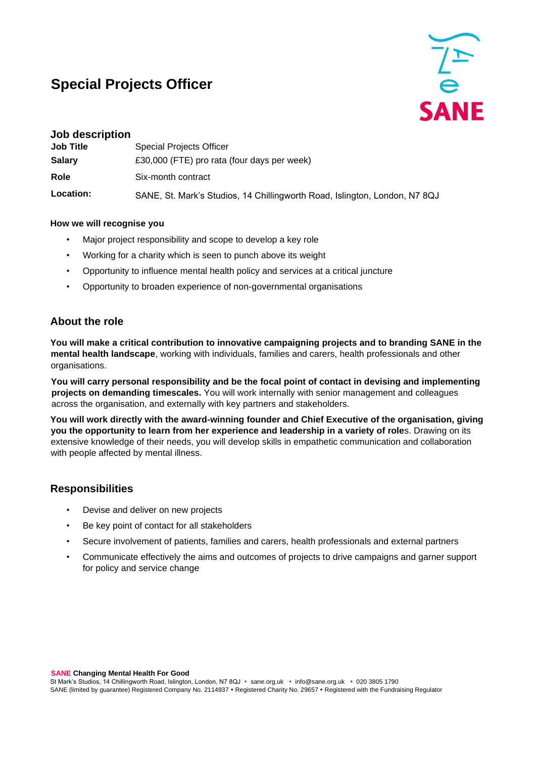# Special Projects Officer

## Job description

| | |
|---|---|
| **Job Title** | Special Projects Officer |
| **Salary** | £30,000 (FTE) pro rata (four days per week) |
| **Role** | Six-month contract |
| **Location:** | SANE, St. Mark's Studios, 14 Chillingworth Road, Islington, London, N7 8QJ |

**How we will recognise you**

- Major project responsibility and scope to develop a key role
- Working for a charity which is seen to punch above its weight
- Opportunity to influence mental health policy and services at a critical juncture
- Opportunity to broaden experience of non-governmental organisations

## About the role

**You will make a critical contribution to innovative campaigning projects and to branding SANE in the mental health landscape**, working with individuals, families and carers, health professionals and other organisations.

**You will carry personal responsibility and be the focal point of contact in devising and implementing projects on demanding timescales.** You will work internally with senior management and colleagues across the organisation, and externally with key partners and stakeholders.

**You will work directly with the award-winning founder and Chief Executive of the organisation, giving you the opportunity to learn from her experience and leadership in a variety of role**s. Drawing on its extensive knowledge of their needs, you will develop skills in empathetic communication and collaboration with people affected by mental illness.

## Responsibilities

- Devise and deliver on new projects
- Be key point of contact for all stakeholders
- Secure involvement of patients, families and carers, health professionals and external partners
- Communicate effectively the aims and outcomes of projects to drive campaigns and garner support for policy and service change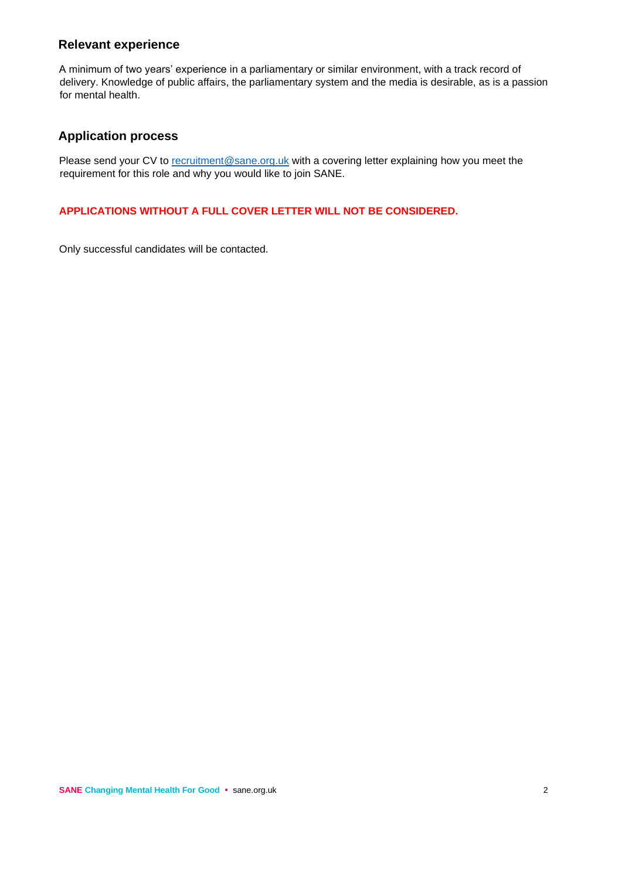## Relevant experience

A minimum of two years' experience in a parliamentary or similar environment, with a track record of delivery. Knowledge of public affairs, the parliamentary system and the media is desirable, as is a passion for mental health.

## Application process

Please send your CV to recruitment@sane.org.uk with a covering letter explaining how you meet the requirement for this role and why you would like to join SANE.

**APPLICATIONS WITHOUT A FULL COVER LETTER WILL NOT BE CONSIDERED.**

Only successful candidates will be contacted.